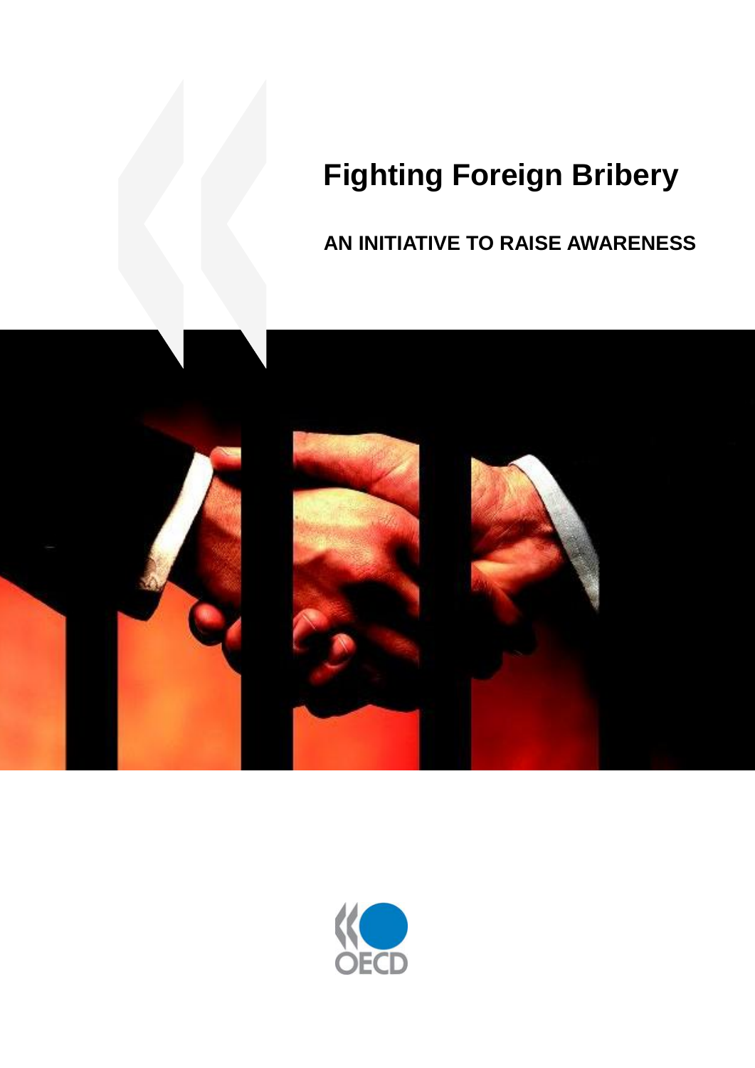# Fighting Foreign Bribery

## AN INITIATIVE TO RAISE AWARENESS

OECD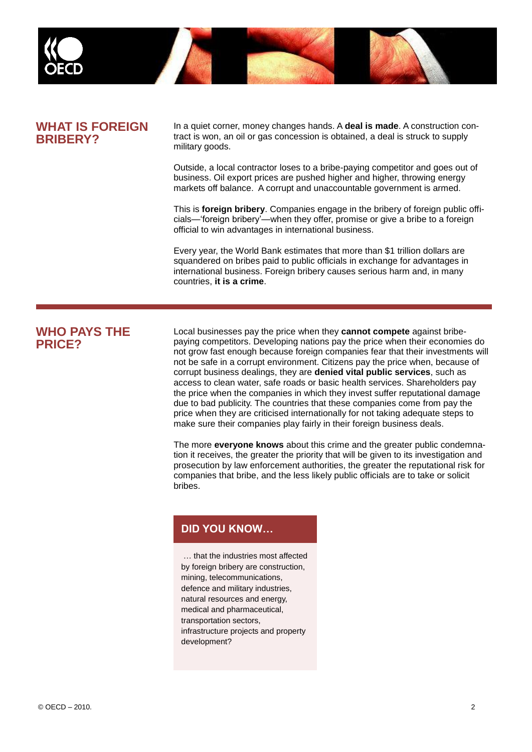## WHAT IS FOREIGN BRIBERY?

In a quiet corner, money changes hands. A **deal is made**. A construction contract is won, an oil or gas concession is obtained, a deal is struck to supply military goods.

Outside, a local contractor loses to a bribe-paying competitor and goes out of business. Oil export prices are pushed higher and higher, throwing energy markets off balance. A corrupt and unaccountable government is armed.

This is **foreign bribery**. Companies engage in the bribery of foreign public officials—'foreign bribery'—when they offer, promise or give a bribe to a foreign official to win advantages in international business.

Every year, the World Bank estimates that more than $1 trillion dollars are squandered on bribes paid to public officials in exchange for advantages in international business. Foreign bribery causes serious harm and, in many countries, **it is a crime**.

## WHO PAYS THE PRICE?

Local businesses pay the price when they **cannot compete** against bribe-paying competitors. Developing nations pay the price when their economies do not grow fast enough because foreign companies fear that their investments will not be safe in a corrupt environment. Citizens pay the price when, because of corrupt business dealings, they are **denied vital public services**, such as access to clean water, safe roads or basic health services. Shareholders pay the price when the companies in which they invest suffer reputational damage due to bad publicity. The countries that these companies come from pay the price when they are criticised internationally for not taking adequate steps to make sure their companies play fairly in their foreign business deals.

The more **everyone knows** about this crime and the greater public condemnation it receives, the greater the priority that will be given to its investigation and prosecution by law enforcement authorities, the greater the reputational risk for companies that bribe, and the less likely public officials are to take or solicit bribes.

### DID YOU KNOW…

… that the industries most affected by foreign bribery are construction, mining, telecommunications, defence and military industries, natural resources and energy, medical and pharmaceutical, transportation sectors, infrastructure projects and property development?

© OECD – 2010.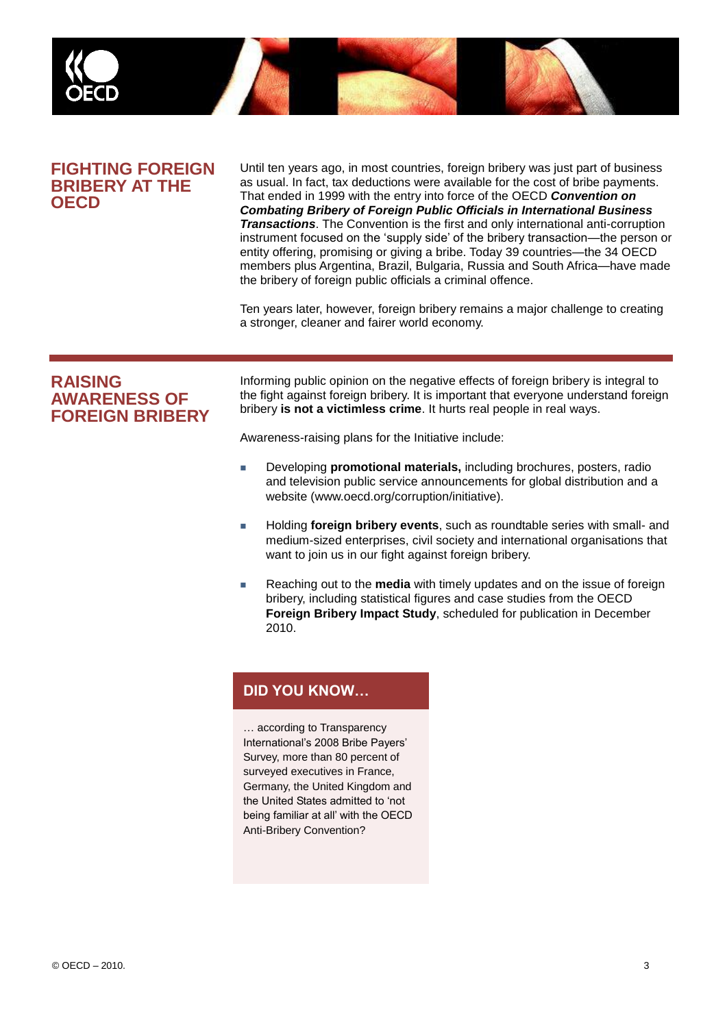## FIGHTING FOREIGN BRIBERY AT THE OECD

Until ten years ago, in most countries, foreign bribery was just part of business as usual. In fact, tax deductions were available for the cost of bribe payments. That ended in 1999 with the entry into force of the OECD ***Convention on Combating Bribery of Foreign Public Officials in International Business Transactions***. The Convention is the first and only international anti-corruption instrument focused on the 'supply side' of the bribery transaction—the person or entity offering, promising or giving a bribe. Today 39 countries—the 34 OECD members plus Argentina, Brazil, Bulgaria, Russia and South Africa—have made the bribery of foreign public officials a criminal offence.

Ten years later, however, foreign bribery remains a major challenge to creating a stronger, cleaner and fairer world economy.

## RAISING AWARENESS OF FOREIGN BRIBERY

Informing public opinion on the negative effects of foreign bribery is integral to the fight against foreign bribery. It is important that everyone understand foreign bribery **is not a victimless crime**. It hurts real people in real ways.

Awareness-raising plans for the Initiative include:

- Developing **promotional materials,** including brochures, posters, radio and television public service announcements for global distribution and a website (www.oecd.org/corruption/initiative).
- Holding **foreign bribery events**, such as roundtable series with small- and medium-sized enterprises, civil society and international organisations that want to join us in our fight against foreign bribery.
- Reaching out to the **media** with timely updates and on the issue of foreign bribery, including statistical figures and case studies from the OECD **Foreign Bribery Impact Study**, scheduled for publication in December 2010.

### DID YOU KNOW…

… according to Transparency International's 2008 Bribe Payers' Survey, more than 80 percent of surveyed executives in France, Germany, the United Kingdom and the United States admitted to 'not being familiar at all' with the OECD Anti-Bribery Convention?

© OECD – 2010.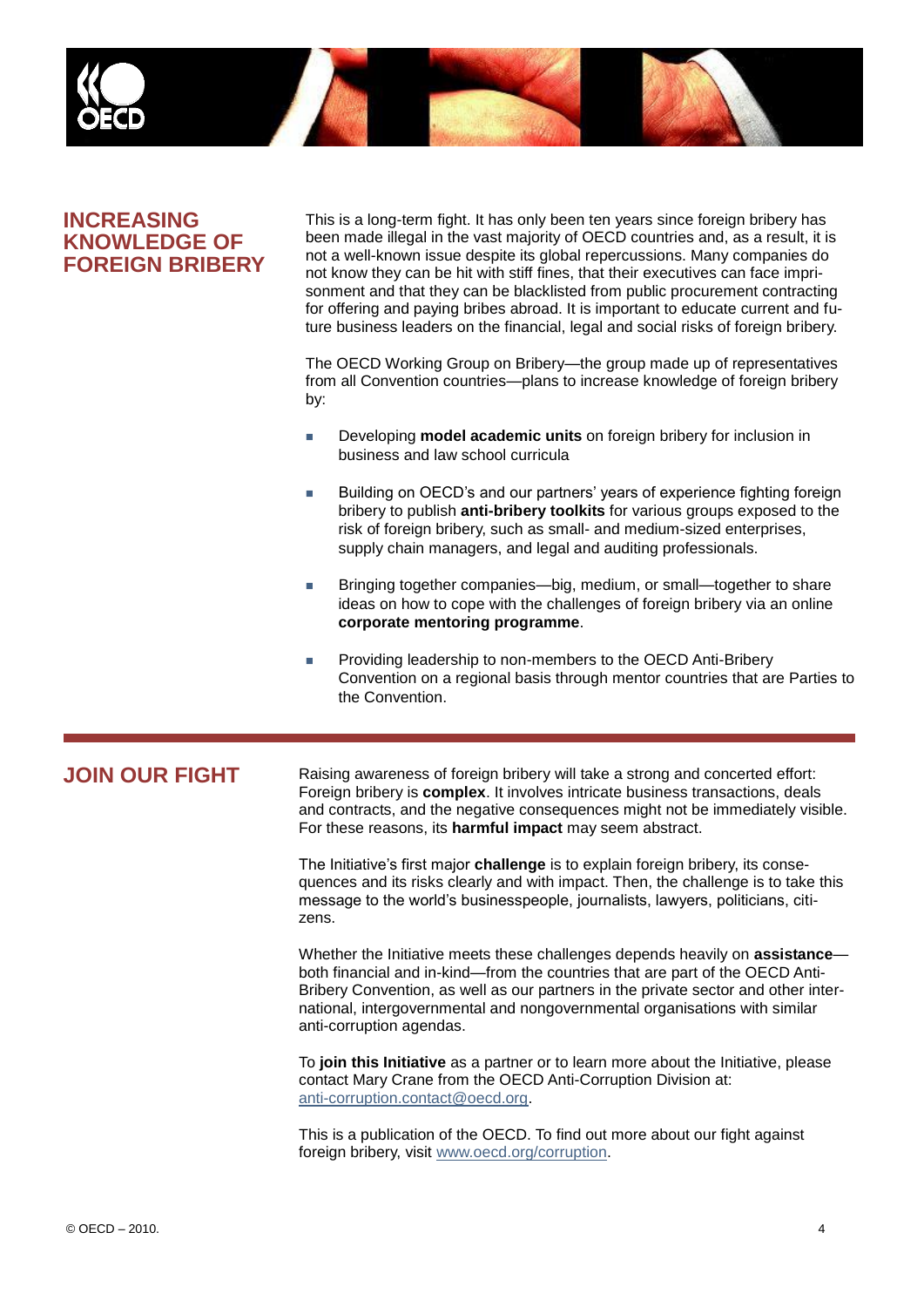## INCREASING KNOWLEDGE OF FOREIGN BRIBERY

This is a long-term fight. It has only been ten years since foreign bribery has been made illegal in the vast majority of OECD countries and, as a result, it is not a well-known issue despite its global repercussions. Many companies do not know they can be hit with stiff fines, that their executives can face imprisonment and that they can be blacklisted from public procurement contracting for offering and paying bribes abroad. It is important to educate current and future business leaders on the financial, legal and social risks of foreign bribery.

The OECD Working Group on Bribery—the group made up of representatives from all Convention countries—plans to increase knowledge of foreign bribery by:

- Developing **model academic units** on foreign bribery for inclusion in business and law school curricula
- Building on OECD's and our partners' years of experience fighting foreign bribery to publish **anti-bribery toolkits** for various groups exposed to the risk of foreign bribery, such as small- and medium-sized enterprises, supply chain managers, and legal and auditing professionals.
- Bringing together companies—big, medium, or small—together to share ideas on how to cope with the challenges of foreign bribery via an online **corporate mentoring programme**.
- Providing leadership to non-members to the OECD Anti-Bribery Convention on a regional basis through mentor countries that are Parties to the Convention.

## JOIN OUR FIGHT

Raising awareness of foreign bribery will take a strong and concerted effort: Foreign bribery is **complex**. It involves intricate business transactions, deals and contracts, and the negative consequences might not be immediately visible. For these reasons, its **harmful impact** may seem abstract.

The Initiative's first major **challenge** is to explain foreign bribery, its consequences and its risks clearly and with impact. Then, the challenge is to take this message to the world's businesspeople, journalists, lawyers, politicians, citizens.

Whether the Initiative meets these challenges depends heavily on **assistance**—both financial and in-kind—from the countries that are part of the OECD Anti-Bribery Convention, as well as our partners in the private sector and other international, intergovernmental and nongovernmental organisations with similar anti-corruption agendas.

To **join this Initiative** as a partner or to learn more about the Initiative, please contact Mary Crane from the OECD Anti-Corruption Division at: anti-corruption.contact@oecd.org.

This is a publication of the OECD. To find out more about our fight against foreign bribery, visit www.oecd.org/corruption.

© OECD – 2010.